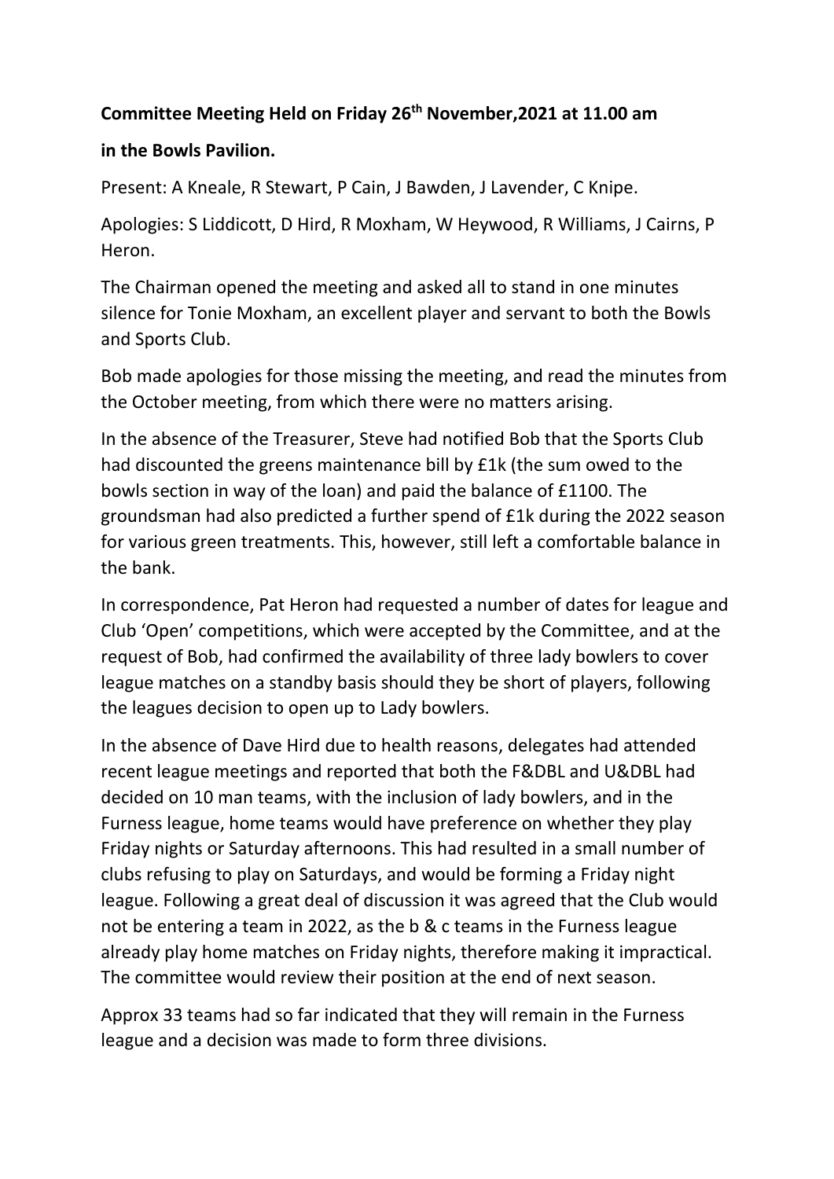**Committee Meeting Held on Friday 26th November,2021 at 11.00 am**

**in the Bowls Pavilion.**

Present: A Kneale, R Stewart, P Cain, J Bawden, J Lavender, C Knipe.

Apologies: S Liddicott, D Hird, R Moxham, W Heywood, R Williams, J Cairns, P Heron.

The Chairman opened the meeting and asked all to stand in one minutes silence for Tonie Moxham, an excellent player and servant to both the Bowls and Sports Club.

Bob made apologies for those missing the meeting, and read the minutes from the October meeting, from which there were no matters arising.

In the absence of the Treasurer, Steve had notified Bob that the Sports Club had discounted the greens maintenance bill by £1k (the sum owed to the bowls section in way of the loan) and paid the balance of £1100. The groundsman had also predicted a further spend of £1k during the 2022 season for various green treatments. This, however, still left a comfortable balance in the bank.

In correspondence, Pat Heron had requested a number of dates for league and Club 'Open' competitions, which were accepted by the Committee, and at the request of Bob, had confirmed the availability of three lady bowlers to cover league matches on a standby basis should they be short of players, following the leagues decision to open up to Lady bowlers.

In the absence of Dave Hird due to health reasons, delegates had attended recent league meetings and reported that both the F&DBL and U&DBL had decided on 10 man teams, with the inclusion of lady bowlers, and in the Furness league, home teams would have preference on whether they play Friday nights or Saturday afternoons. This had resulted in a small number of clubs refusing to play on Saturdays, and would be forming a Friday night league. Following a great deal of discussion it was agreed that the Club would not be entering a team in 2022, as the b & c teams in the Furness league already play home matches on Friday nights, therefore making it impractical. The committee would review their position at the end of next season.

Approx 33 teams had so far indicated that they will remain in the Furness league and a decision was made to form three divisions.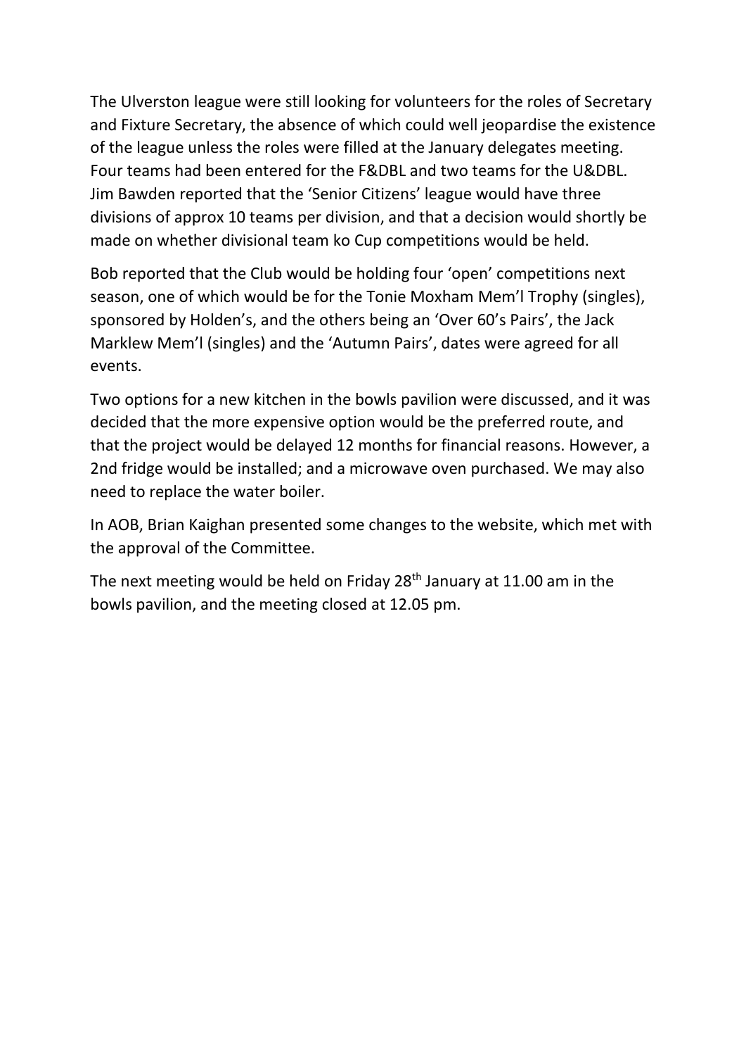The Ulverston league were still looking for volunteers for the roles of Secretary and Fixture Secretary, the absence of which could well jeopardise the existence of the league unless the roles were filled at the January delegates meeting. Four teams had been entered for the F&DBL and two teams for the U&DBL. Jim Bawden reported that the 'Senior Citizens' league would have three divisions of approx 10 teams per division, and that a decision would shortly be made on whether divisional team ko Cup competitions would be held.

Bob reported that the Club would be holding four 'open' competitions next season, one of which would be for the Tonie Moxham Mem'l Trophy (singles), sponsored by Holden's, and the others being an 'Over 60's Pairs', the Jack Marklew Mem'l (singles) and the 'Autumn Pairs', dates were agreed for all events.

Two options for a new kitchen in the bowls pavilion were discussed, and it was decided that the more expensive option would be the preferred route, and that the project would be delayed 12 months for financial reasons. However, a 2nd fridge would be installed; and a microwave oven purchased. We may also need to replace the water boiler.

In AOB, Brian Kaighan presented some changes to the website, which met with the approval of the Committee.

The next meeting would be held on Friday 28th January at 11.00 am in the bowls pavilion, and the meeting closed at 12.05 pm.